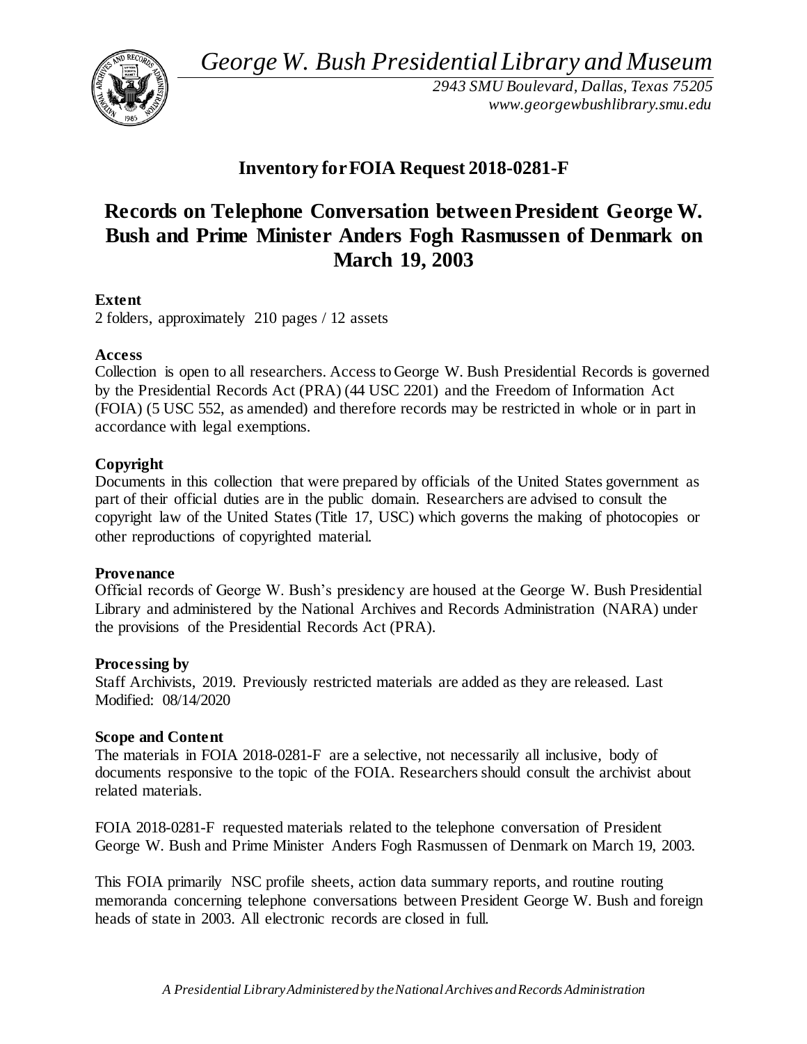*George W. Bush Presidential Library and Museum*

*2943 SMU Boulevard, Dallas, Texas 75205*
*www.georgewbushlibrary.smu.edu*

## Inventory for FOIA Request 2018-0281-F

# Records on Telephone Conversation between President George W. Bush and Prime Minister Anders Fogh Rasmussen of Denmark on March 19, 2003

**Extent**
2 folders, approximately 210 pages / 12 assets

**Access**
Collection is open to all researchers. Access to George W. Bush Presidential Records is governed by the Presidential Records Act (PRA) (44 USC 2201) and the Freedom of Information Act (FOIA) (5 USC 552, as amended) and therefore records may be restricted in whole or in part in accordance with legal exemptions.

**Copyright**
Documents in this collection that were prepared by officials of the United States government as part of their official duties are in the public domain. Researchers are advised to consult the copyright law of the United States (Title 17, USC) which governs the making of photocopies or other reproductions of copyrighted material.

**Provenance**
Official records of George W. Bush's presidency are housed at the George W. Bush Presidential Library and administered by the National Archives and Records Administration (NARA) under the provisions of the Presidential Records Act (PRA).

**Processing by**
Staff Archivists, 2019. Previously restricted materials are added as they are released. Last Modified: 08/14/2020

**Scope and Content**
The materials in FOIA 2018-0281-F are a selective, not necessarily all inclusive, body of documents responsive to the topic of the FOIA. Researchers should consult the archivist about related materials.

FOIA 2018-0281-F requested materials related to the telephone conversation of President George W. Bush and Prime Minister Anders Fogh Rasmussen of Denmark on March 19, 2003.

This FOIA primarily NSC profile sheets, action data summary reports, and routine routing memoranda concerning telephone conversations between President George W. Bush and foreign heads of state in 2003. All electronic records are closed in full.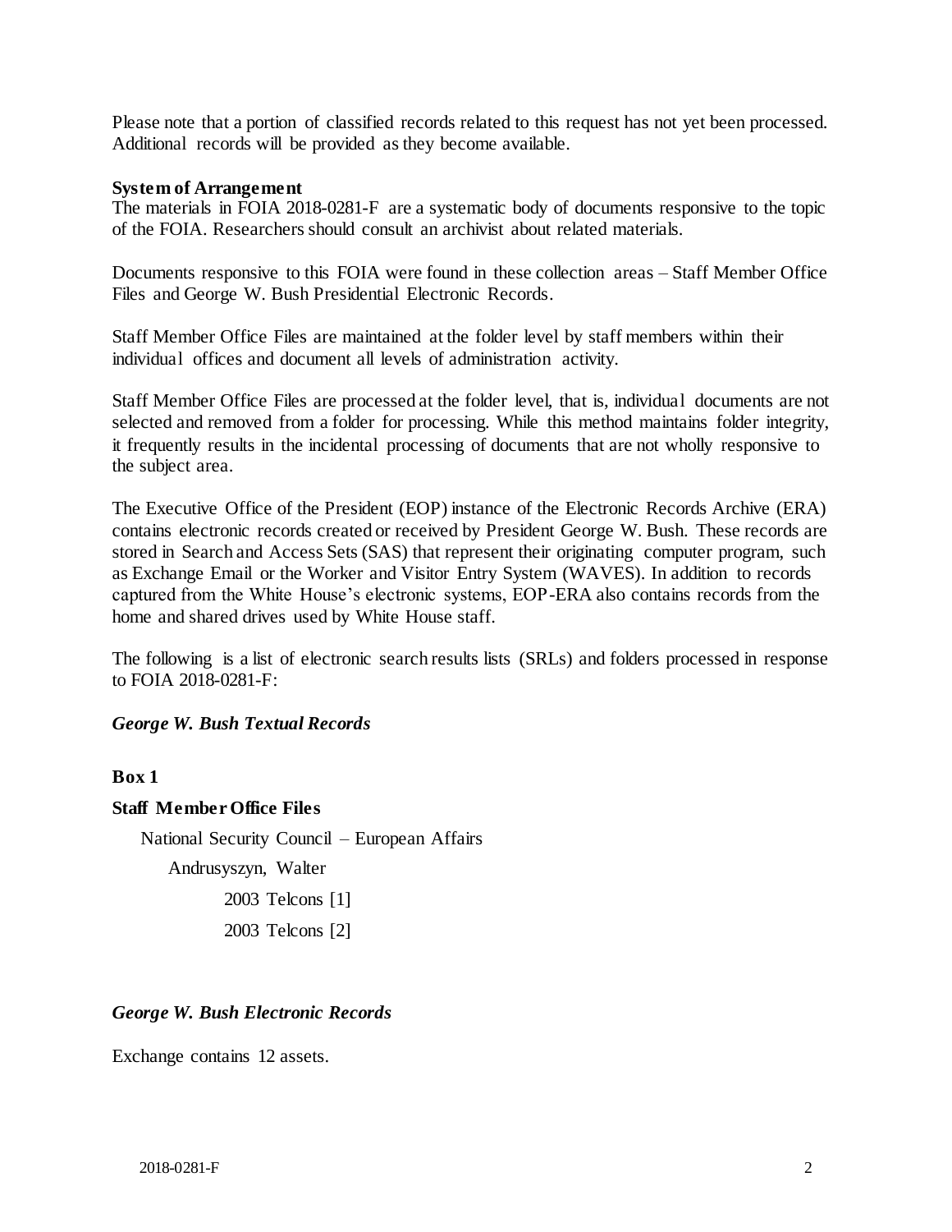Please note that a portion of classified records related to this request has not yet been processed. Additional records will be provided as they become available.

**System of Arrangement**

The materials in FOIA 2018-0281-F are a systematic body of documents responsive to the topic of the FOIA. Researchers should consult an archivist about related materials.

Documents responsive to this FOIA were found in these collection areas – Staff Member Office Files and George W. Bush Presidential Electronic Records.

Staff Member Office Files are maintained at the folder level by staff members within their individual offices and document all levels of administration activity.

Staff Member Office Files are processed at the folder level, that is, individual documents are not selected and removed from a folder for processing. While this method maintains folder integrity, it frequently results in the incidental processing of documents that are not wholly responsive to the subject area.

The Executive Office of the President (EOP) instance of the Electronic Records Archive (ERA) contains electronic records created or received by President George W. Bush. These records are stored in Search and Access Sets (SAS) that represent their originating computer program, such as Exchange Email or the Worker and Visitor Entry System (WAVES). In addition to records captured from the White House's electronic systems, EOP-ERA also contains records from the home and shared drives used by White House staff.

The following is a list of electronic search results lists (SRLs) and folders processed in response to FOIA 2018-0281-F:

***George W. Bush Textual Records***

**Box 1**

**Staff Member Office Files**

- National Security Council – European Affairs
  - Andrusyszyn, Walter
    - 2003 Telcons [1]
    - 2003 Telcons [2]

***George W. Bush Electronic Records***

Exchange contains 12 assets.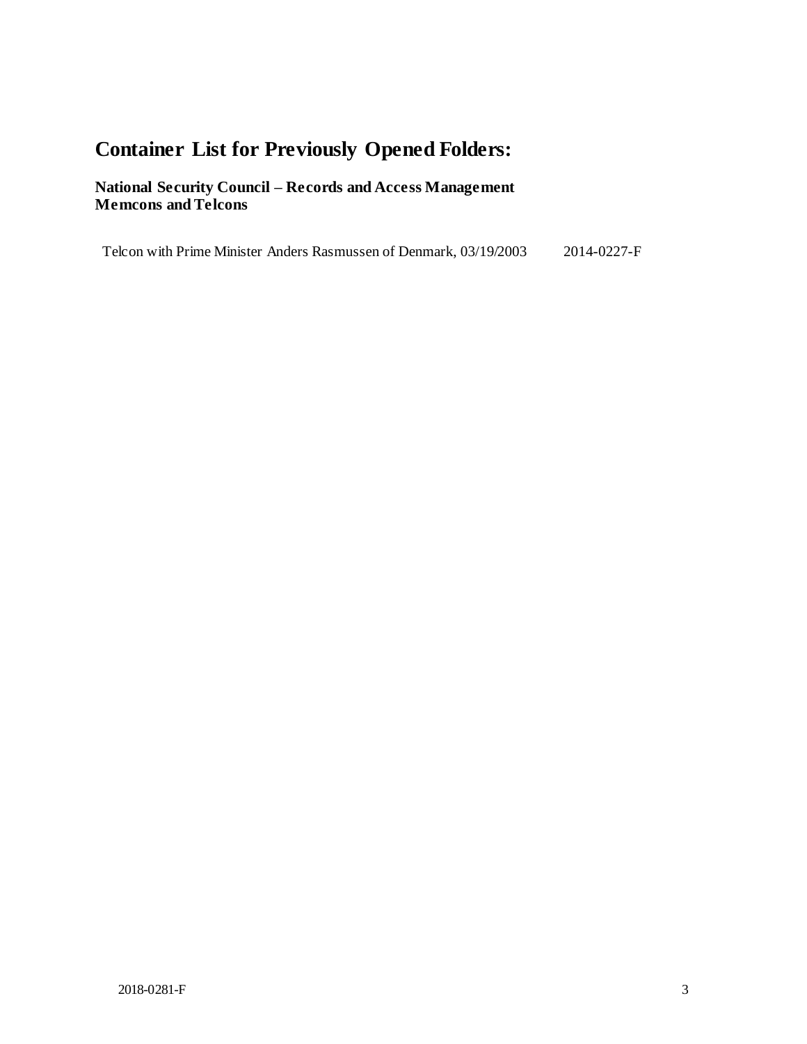# Container List for Previously Opened Folders:

**National Security Council – Records and Access Management**
**Memcons and Telcons**

Telcon with Prime Minister Anders Rasmussen of Denmark, 03/19/2003 2014-0227-F